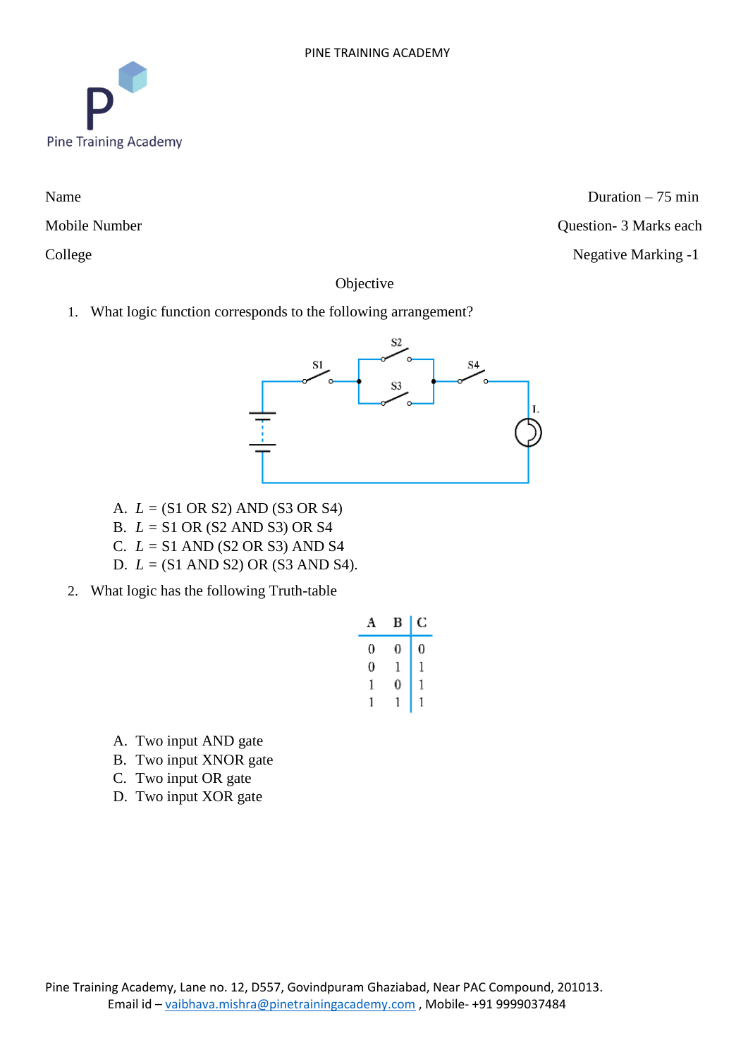Pine Training Academy

Name

Mobile Number

College

Duration – 75 min

Question- 3 Marks each

Negative Marking -1

Objective

1. What logic function corresponds to the following arrangement?

   A. $L$ = (S1 OR S2) AND (S3 OR S4)
   B. $L$ = S1 OR (S2 AND S3) OR S4
   C. $L$ = S1 AND (S2 OR S3) AND S4
   D. $L$ = (S1 AND S2) OR (S3 AND S4).

2. What logic has the following Truth-table

| A | B | C |
|---|---|---|
| 0 | 0 | 0 |
| 0 | 1 | 1 |
| 1 | 0 | 1 |
| 1 | 1 | 1 |

   A. Two input AND gate
   B. Two input XNOR gate
   C. Two input OR gate
   D. Two input XOR gate

Pine Training Academy, Lane no. 12, D557, Govindpuram Ghaziabad, Near PAC Compound, 201013.
Email id – vaibhava.mishra@pinetrainingacademy.com , Mobile- +91 9999037484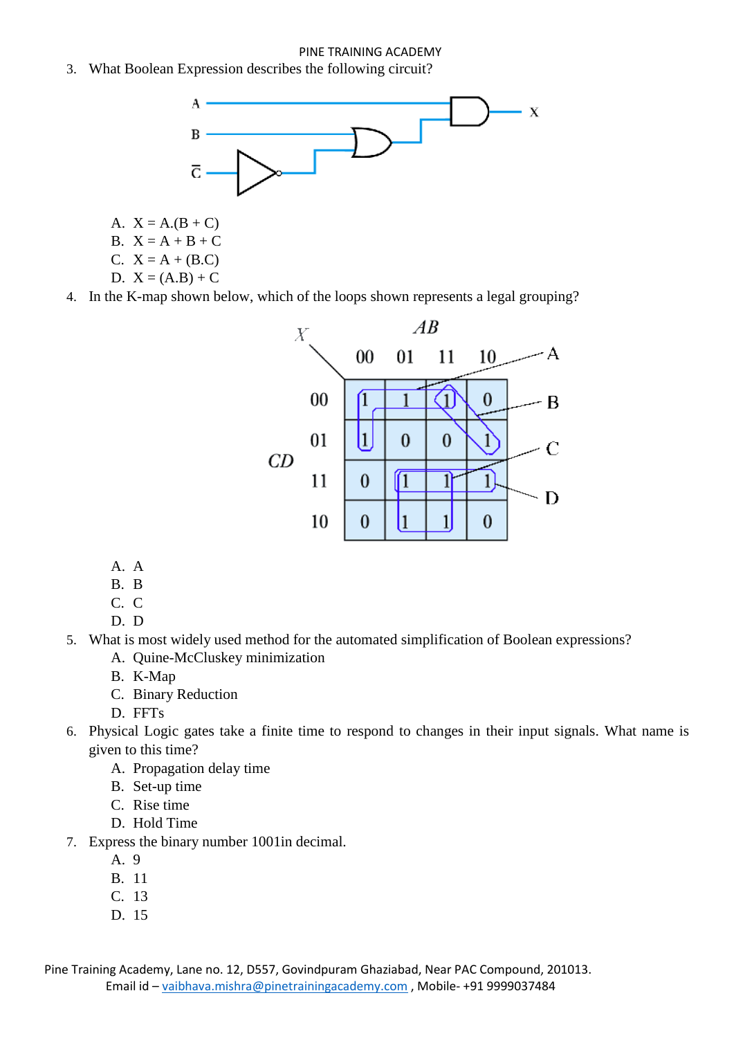3. What Boolean Expression describes the following circuit?

   A. X = A.(B + C)
   B. X = A + B + C
   C. X = A + (B.C)
   D. X = (A.B) + C

4. In the K-map shown below, which of the loops shown represents a legal grouping?

| CD \ AB | 00 | 01 | 11 | 10 |
|---|---|---|---|---|
| 00 | 1 | 1 | 1 | 0 |
| 01 | 1 | 0 | 0 | 1 |
| 11 | 0 | 1 | 1 | 1 |
| 10 | 0 | 1 | 1 | 0 |

   A. A
   B. B
   C. C
   D. D

5. What is most widely used method for the automated simplification of Boolean expressions?
   A. Quine-McCluskey minimization
   B. K-Map
   C. Binary Reduction
   D. FFTs

6. Physical Logic gates take a finite time to respond to changes in their input signals. What name is given to this time?
   A. Propagation delay time
   B. Set-up time
   C. Rise time
   D. Hold Time

7. Express the binary number 1001in decimal.
   A. 9
   B. 11
   C. 13
   D. 15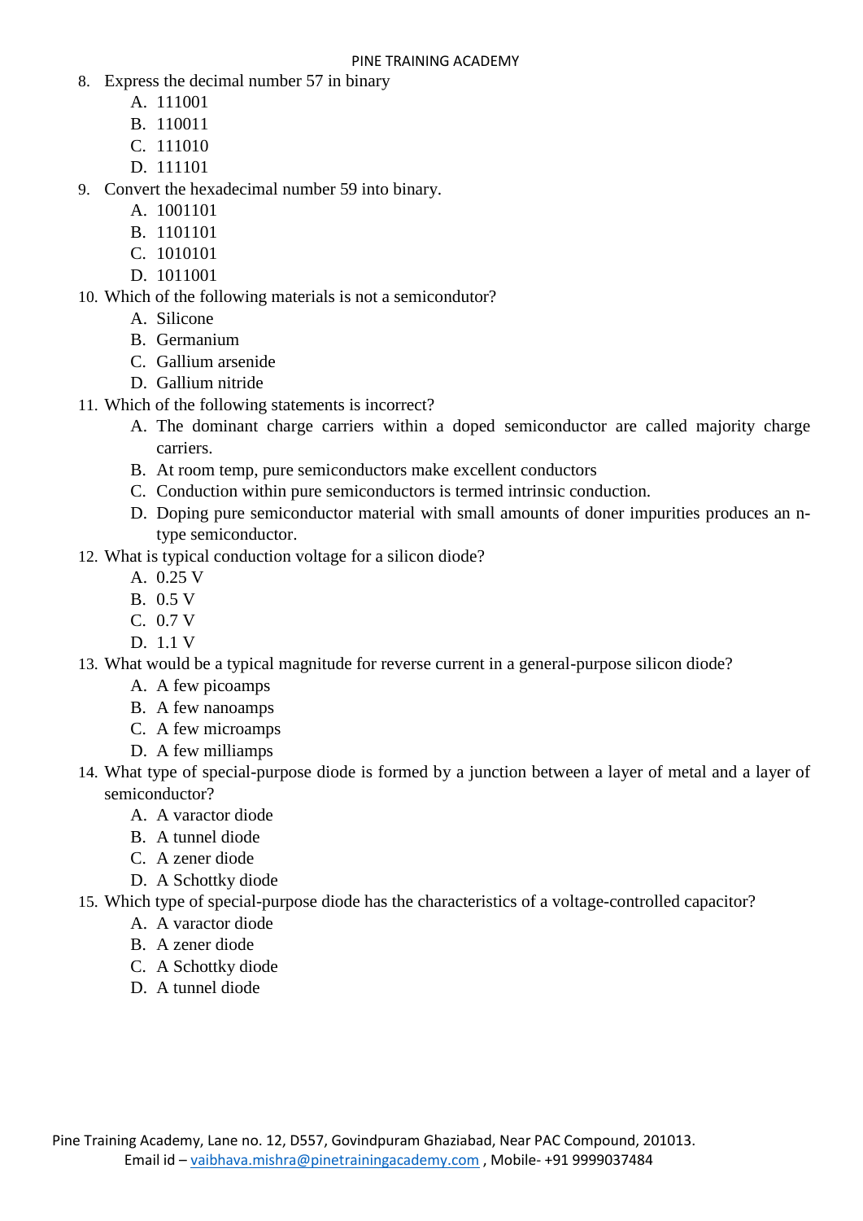8. Express the decimal number 57 in binary
    A. 111001
    B. 110011
    C. 111010
    D. 111101
9. Convert the hexadecimal number 59 into binary.
    A. 1001101
    B. 1101101
    C. 1010101
    D. 1011001
10. Which of the following materials is not a semicondutor?
    A. Silicone
    B. Germanium
    C. Gallium arsenide
    D. Gallium nitride
11. Which of the following statements is incorrect?
    A. The dominant charge carriers within a doped semiconductor are called majority charge carriers.
    B. At room temp, pure semiconductors make excellent conductors
    C. Conduction within pure semiconductors is termed intrinsic conduction.
    D. Doping pure semiconductor material with small amounts of doner impurities produces an n-type semiconductor.
12. What is typical conduction voltage for a silicon diode?
    A. 0.25 V
    B. 0.5 V
    C. 0.7 V
    D. 1.1 V
13. What would be a typical magnitude for reverse current in a general-purpose silicon diode?
    A. A few picoamps
    B. A few nanoamps
    C. A few microamps
    D. A few milliamps
14. What type of special-purpose diode is formed by a junction between a layer of metal and a layer of semiconductor?
    A. A varactor diode
    B. A tunnel diode
    C. A zener diode
    D. A Schottky diode
15. Which type of special-purpose diode has the characteristics of a voltage-controlled capacitor?
    A. A varactor diode
    B. A zener diode
    C. A Schottky diode
    D. A tunnel diode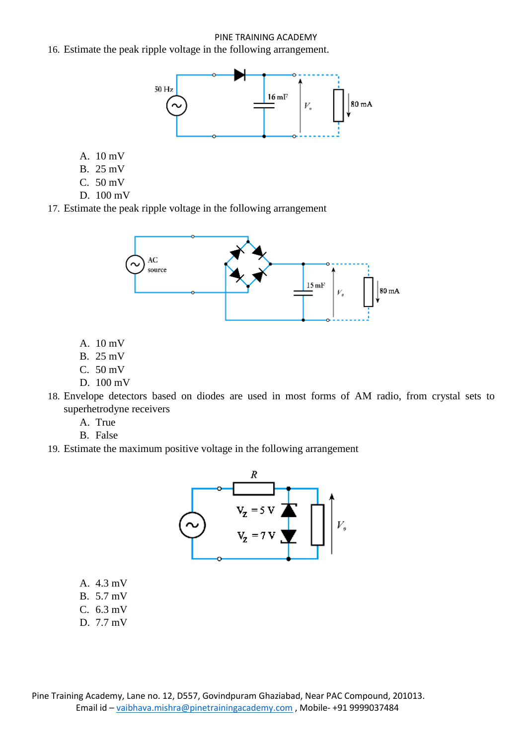16. Estimate the peak ripple voltage in the following arrangement.

    A. 10 mV
    B. 25 mV
    C. 50 mV
    D. 100 mV

17. Estimate the peak ripple voltage in the following arrangement

    A. 10 mV
    B. 25 mV
    C. 50 mV
    D. 100 mV

18. Envelope detectors based on diodes are used in most forms of AM radio, from crystal sets to superhetrodyne receivers

    A. True
    B. False

19. Estimate the maximum positive voltage in the following arrangement

    A. 4.3 mV
    B. 5.7 mV
    C. 6.3 mV
    D. 7.7 mV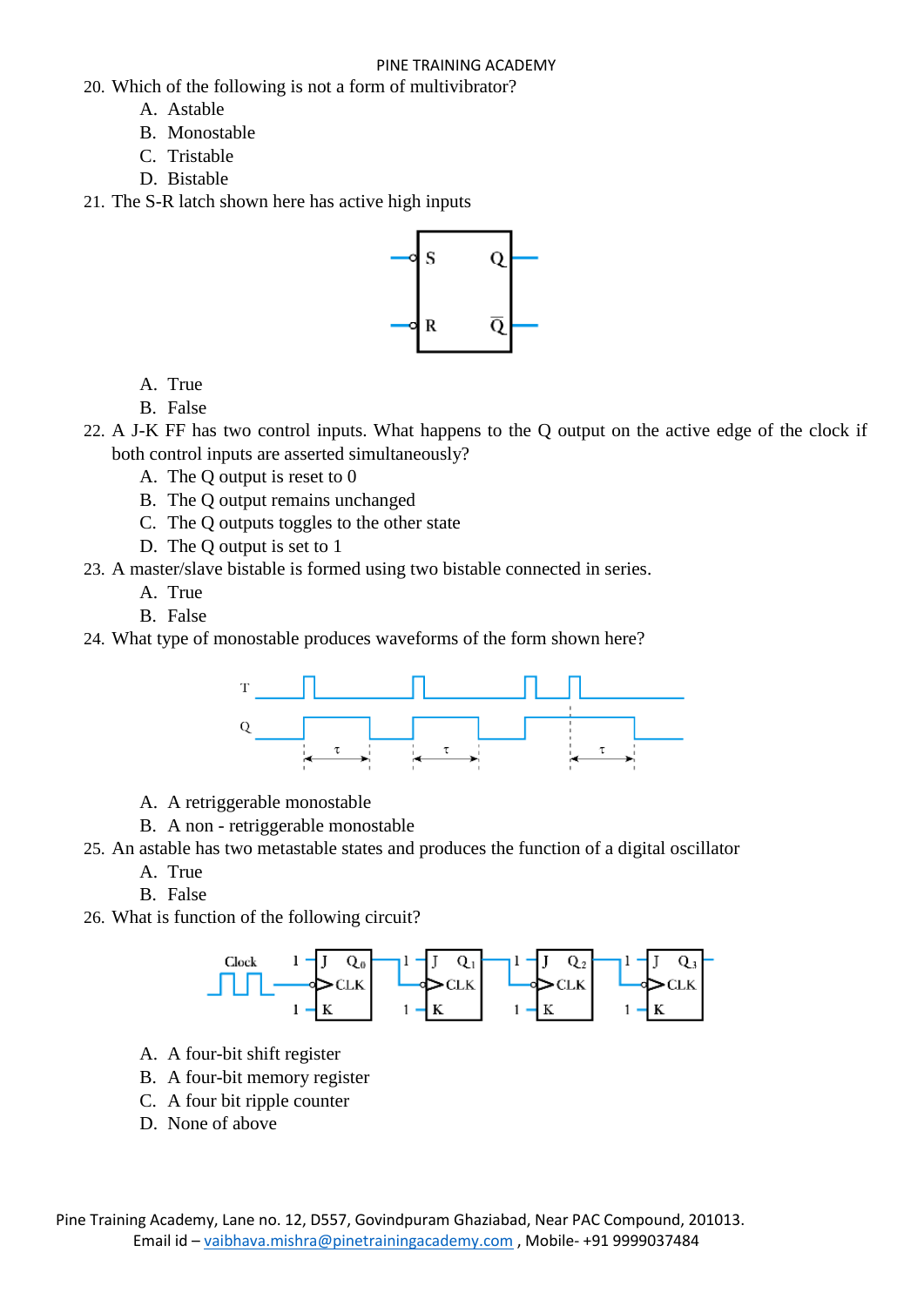20. Which of the following is not a form of multivibrator?
    A. Astable
    B. Monostable
    C. Tristable
    D. Bistable
21. The S-R latch shown here has active high inputs
    A. True
    B. False
22. A J-K FF has two control inputs. What happens to the Q output on the active edge of the clock if both control inputs are asserted simultaneously?
    A. The Q output is reset to 0
    B. The Q output remains unchanged
    C. The Q outputs toggles to the other state
    D. The Q output is set to 1
23. A master/slave bistable is formed using two bistable connected in series.
    A. True
    B. False
24. What type of monostable produces waveforms of the form shown here?
    A. A retriggerable monostable
    B. A non - retriggerable monostable
25. An astable has two metastable states and produces the function of a digital oscillator
    A. True
    B. False
26. What is function of the following circuit?
    A. A four-bit shift register
    B. A four-bit memory register
    C. A four bit ripple counter
    D. None of above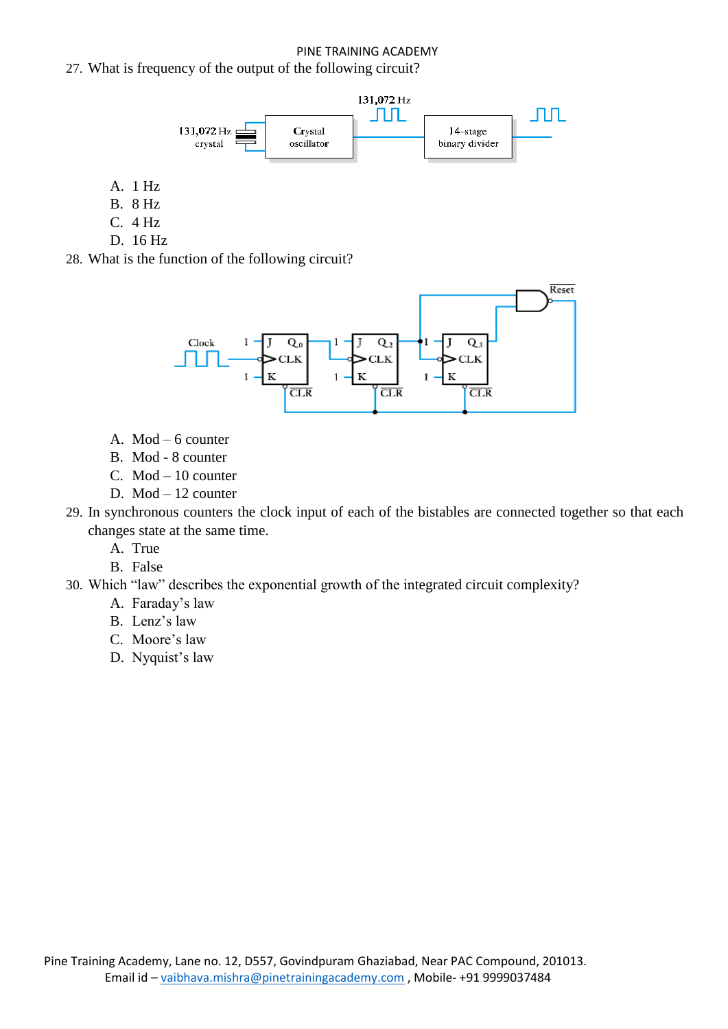27. What is frequency of the output of the following circuit?

   A. 1 Hz
   B. 8 Hz
   C. 4 Hz
   D. 16 Hz

28. What is the function of the following circuit?

   A. Mod – 6 counter
   B. Mod - 8 counter
   C. Mod – 10 counter
   D. Mod – 12 counter

29. In synchronous counters the clock input of each of the bistables are connected together so that each changes state at the same time.
   A. True
   B. False

30. Which "law" describes the exponential growth of the integrated circuit complexity?
   A. Faraday's law
   B. Lenz's law
   C. Moore's law
   D. Nyquist's law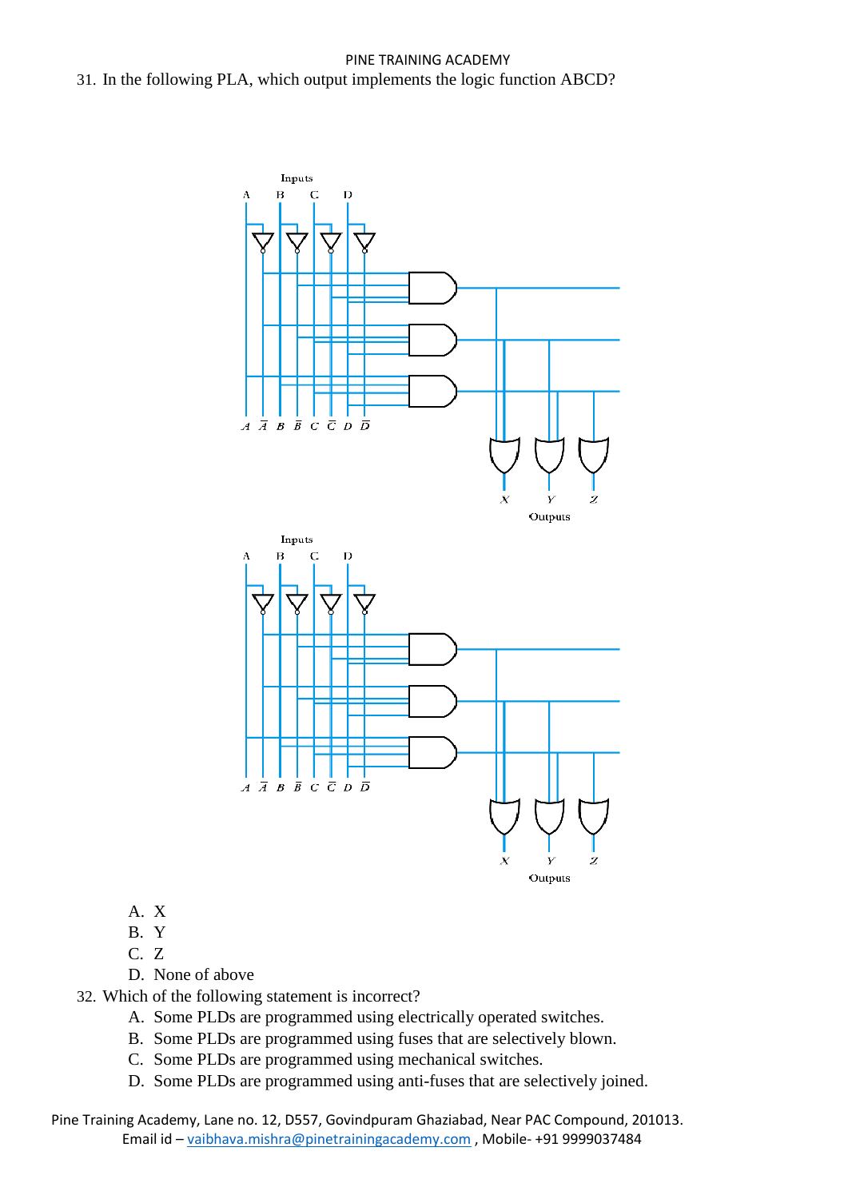31. In the following PLA, which output implements the logic function ABCD?

    A. X
    B. Y
    C. Z
    D. None of above

32. Which of the following statement is incorrect?

    A. Some PLDs are programmed using electrically operated switches.
    B. Some PLDs are programmed using fuses that are selectively blown.
    C. Some PLDs are programmed using mechanical switches.
    D. Some PLDs are programmed using anti-fuses that are selectively joined.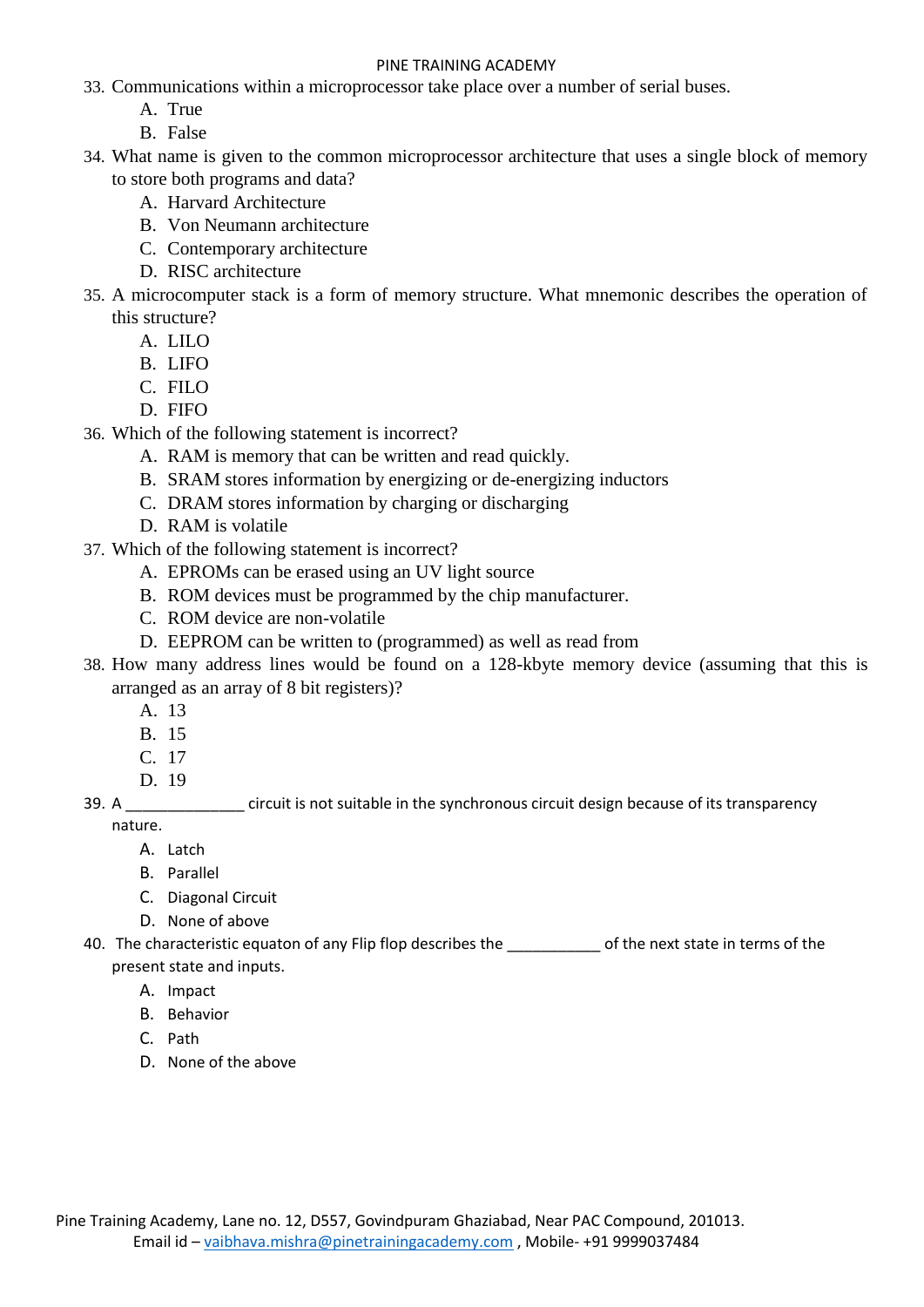33. Communications within a microprocessor take place over a number of serial buses.
    A. True
    B. False
34. What name is given to the common microprocessor architecture that uses a single block of memory to store both programs and data?
    A. Harvard Architecture
    B. Von Neumann architecture
    C. Contemporary architecture
    D. RISC architecture
35. A microcomputer stack is a form of memory structure. What mnemonic describes the operation of this structure?
    A. LILO
    B. LIFO
    C. FILO
    D. FIFO
36. Which of the following statement is incorrect?
    A. RAM is memory that can be written and read quickly.
    B. SRAM stores information by energizing or de-energizing inductors
    C. DRAM stores information by charging or discharging
    D. RAM is volatile
37. Which of the following statement is incorrect?
    A. EPROMs can be erased using an UV light source
    B. ROM devices must be programmed by the chip manufacturer.
    C. ROM device are non-volatile
    D. EEPROM can be written to (programmed) as well as read from
38. How many address lines would be found on a 128-kbyte memory device (assuming that this is arranged as an array of 8 bit registers)?
    A. 13
    B. 15
    C. 17
    D. 19
39. A ______________ circuit is not suitable in the synchronous circuit design because of its transparency nature.
    A. Latch
    B. Parallel
    C. Diagonal Circuit
    D. None of above
40. The characteristic equaton of any Flip flop describes the ___________ of the next state in terms of the present state and inputs.
    A. Impact
    B. Behavior
    C. Path
    D. None of the above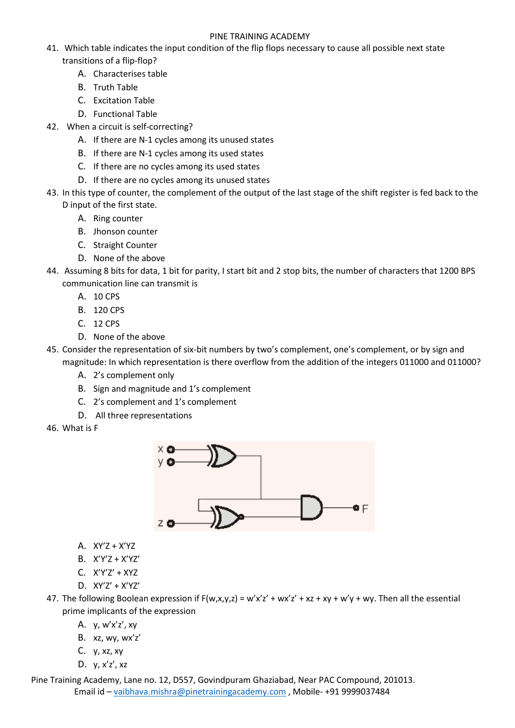41. Which table indicates the input condition of the flip flops necessary to cause all possible next state transitions of a flip-flop?
    A. Characterises table
    B. Truth Table
    C. Excitation Table
    D. Functional Table
42. When a circuit is self-correcting?
    A. If there are N-1 cycles among its unused states
    B. If there are N-1 cycles among its used states
    C. If there are no cycles among its used states
    D. If there are no cycles among its unused states
43. In this type of counter, the complement of the output of the last stage of the shift register is fed back to the D input of the first state.
    A. Ring counter
    B. Jhonson counter
    C. Straight Counter
    D. None of the above
44. Assuming 8 bits for data, 1 bit for parity, I start bit and 2 stop bits, the number of characters that 1200 BPS communication line can transmit is
    A. 10 CPS
    B. 120 CPS
    C. 12 CPS
    D. None of the above
45. Consider the representation of six-bit numbers by two's complement, one's complement, or by sign and magnitude: In which representation is there overflow from the addition of the integers 011000 and 011000?
    A. 2's complement only
    B. Sign and magnitude and 1's complement
    C. 2's complement and 1's complement
    D. All three representations
46. What is F
    A. XY'Z + X'YZ
    B. X'Y'Z + X'YZ'
    C. X'Y'Z' + XYZ
    D. XY'Z' + X'YZ'
47. The following Boolean expression if F(w,x,y,z) = w'x'z' + wx'z' + xz + xy + w'y + wy. Then all the essential prime implicants of the expression
    A. y, w'x'z', xy
    B. xz, wy, wx'z'
    C. y, xz, xy
    D. y, x'z', xz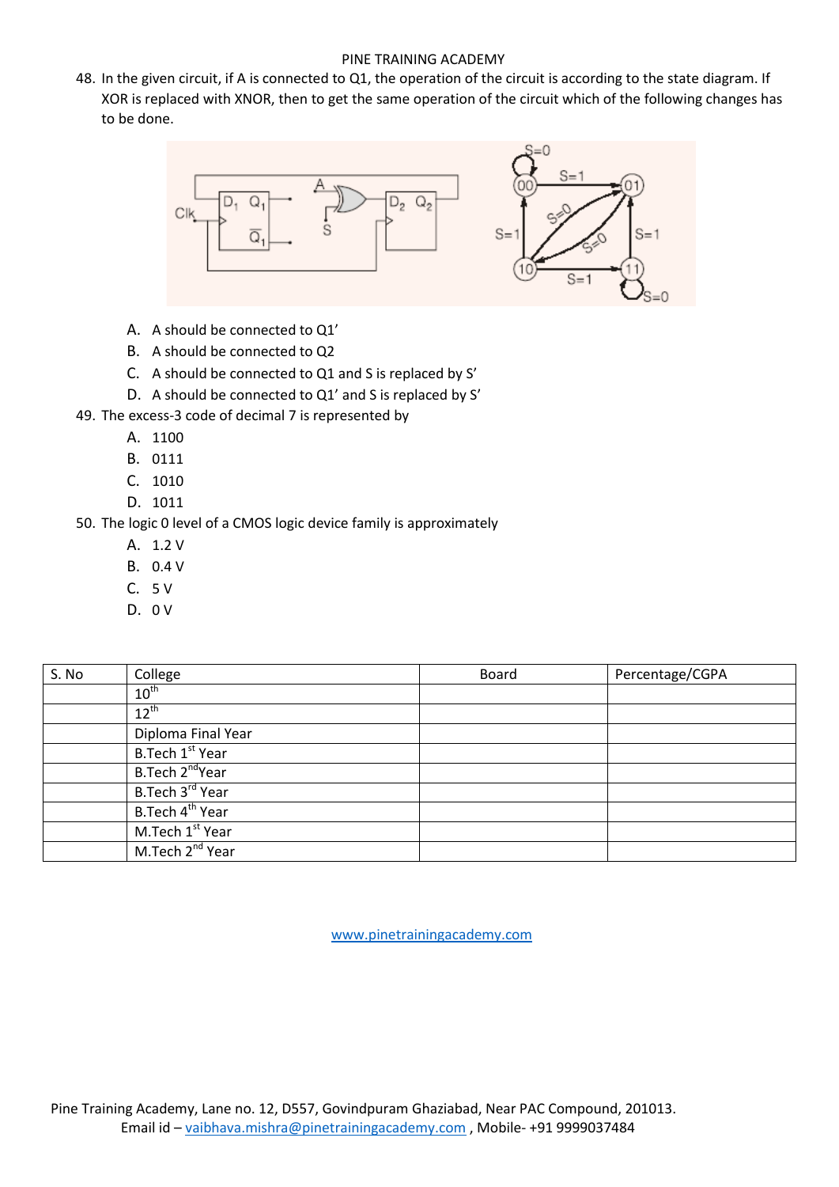48. In the given circuit, if A is connected to Q1, the operation of the circuit is according to the state diagram. If XOR is replaced with XNOR, then to get the same operation of the circuit which of the following changes has to be done.

Clk
$D_1$ $Q_1$
$\overline{Q}_1$
A
S
$D_2$ $Q_2$

S=0
00
S=1
01
S=1
S=0
S=0
S=1
10
S=1
11
S=0

   A. A should be connected to Q1'
   B. A should be connected to Q2
   C. A should be connected to Q1 and S is replaced by S'
   D. A should be connected to Q1' and S is replaced by S'

49. The excess-3 code of decimal 7 is represented by
   A. 1100
   B. 0111
   C. 1010
   D. 1011

50. The logic 0 level of a CMOS logic device family is approximately
   A. 1.2 V
   B. 0.4 V
   C. 5 V
   D. 0 V

| S. No | College | Board | Percentage/CGPA |
|---|---|---|---|
| | 10th | | |
| | 12th | | |
| | Diploma Final Year | | |
| | B.Tech 1st Year | | |
| | B.Tech 2nd Year | | |
| | B.Tech 3rd Year | | |
| | B.Tech 4th Year | | |
| | M.Tech 1st Year | | |
| | M.Tech 2nd Year | | |

www.pinetrainingacademy.com

Pine Training Academy, Lane no. 12, D557, Govindpuram Ghaziabad, Near PAC Compound, 201013.
Email id – vaibhava.mishra@pinetrainingacademy.com , Mobile- +91 9999037484